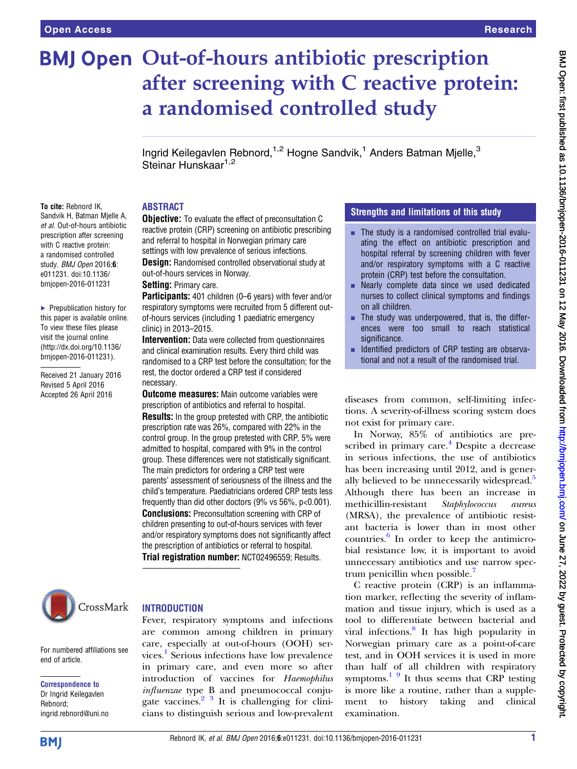Open Access | Research

# Out-of-hours antibiotic prescription after screening with C reactive protein: a randomised controlled study

Ingrid Keilegavlen Rebnord,[1,2] Hogne Sandvik,[1] Anders Batman Mjelle,[3] Steinar Hunskaar[1,2]

To cite: Rebnord IK, Sandvik H, Batman Mjelle A, *et al*. Out-of-hours antibiotic prescription after screening with C reactive protein: a randomised controlled study. *BMJ Open* 2016;**6**: e011231. doi:10.1136/bmjopen-2016-011231

- ▸ Prepublication history for this paper is available online. To view these files please visit the journal online (http://dx.doi.org/10.1136/bmjopen-2016-011231).

Received 21 January 2016
Revised 5 April 2016
Accepted 26 April 2016

## ABSTRACT

**Objective:** To evaluate the effect of preconsultation C reactive protein (CRP) screening on antibiotic prescribing and referral to hospital in Norwegian primary care settings with low prevalence of serious infections.

**Design:** Randomised controlled observational study at out-of-hours services in Norway.

**Setting:** Primary care.

**Participants:** 401 children (0–6 years) with fever and/or respiratory symptoms were recruited from 5 different out-of-hours services (including 1 paediatric emergency clinic) in 2013–2015.

**Intervention:** Data were collected from questionnaires and clinical examination results. Every third child was randomised to a CRP test before the consultation; for the rest, the doctor ordered a CRP test if considered necessary.

**Outcome measures:** Main outcome variables were prescription of antibiotics and referral to hospital.

**Results:** In the group pretested with CRP, the antibiotic prescription rate was 26%, compared with 22% in the control group. In the group pretested with CRP, 5% were admitted to hospital, compared with 9% in the control group. These differences were not statistically significant. The main predictors for ordering a CRP test were parents' assessment of seriousness of the illness and the child's temperature. Paediatricians ordered CRP tests less frequently than did other doctors (9% vs 56%, p<0.001).

**Conclusions:** Preconsultation screening with CRP of children presenting to out-of-hours services with fever and/or respiratory symptoms does not significantly affect the prescription of antibiotics or referral to hospital.

**Trial registration number:** NCT02496559; Results.

## Strengths and limitations of this study

- The study is a randomised controlled trial evaluating the effect on antibiotic prescription and hospital referral by screening children with fever and/or respiratory symptoms with a C reactive protein (CRP) test before the consultation.
- Nearly complete data since we used dedicated nurses to collect clinical symptoms and findings on all children.
- The study was underpowered, that is, the differences were too small to reach statistical significance.
- Identified predictors of CRP testing are observational and not a result of the randomised trial.

## INTRODUCTION

Fever, respiratory symptoms and infections are common among children in primary care, especially at out-of-hours (OOH) services.[1] Serious infections have low prevalence in primary care, and even more so after introduction of vaccines for *Haemophilus influenzae* type B and pneumococcal conjugate vaccines.[2,3] It is challenging for clinicians to distinguish serious and low-prevalent diseases from common, self-limiting infections. A severity-of-illness scoring system does not exist for primary care.

In Norway, 85% of antibiotics are prescribed in primary care.[4] Despite a decrease in serious infections, the use of antibiotics has been increasing until 2012, and is generally believed to be unnecessarily widespread.[5] Although there has been an increase in methicillin-resistant *Staphylococcus aureus* (MRSA), the prevalence of antibiotic resistant bacteria is lower than in most other countries.[6] In order to keep the antimicrobial resistance low, it is important to avoid unnecessary antibiotics and use narrow spectrum penicillin when possible.[7]

C reactive protein (CRP) is an inflammation marker, reflecting the severity of inflammation and tissue injury, which is used as a tool to differentiate between bacterial and viral infections.[8] It has high popularity in Norwegian primary care as a point-of-care test, and in OOH services it is used in more than half of all children with respiratory symptoms.[1,9] It thus seems that CRP testing is more like a routine, rather than a supplement to history taking and clinical examination.

For numbered affiliations see end of article.

**Correspondence to**
Dr Ingrid Keilegavlen Rebnord;
ingrid.rebnord@uni.no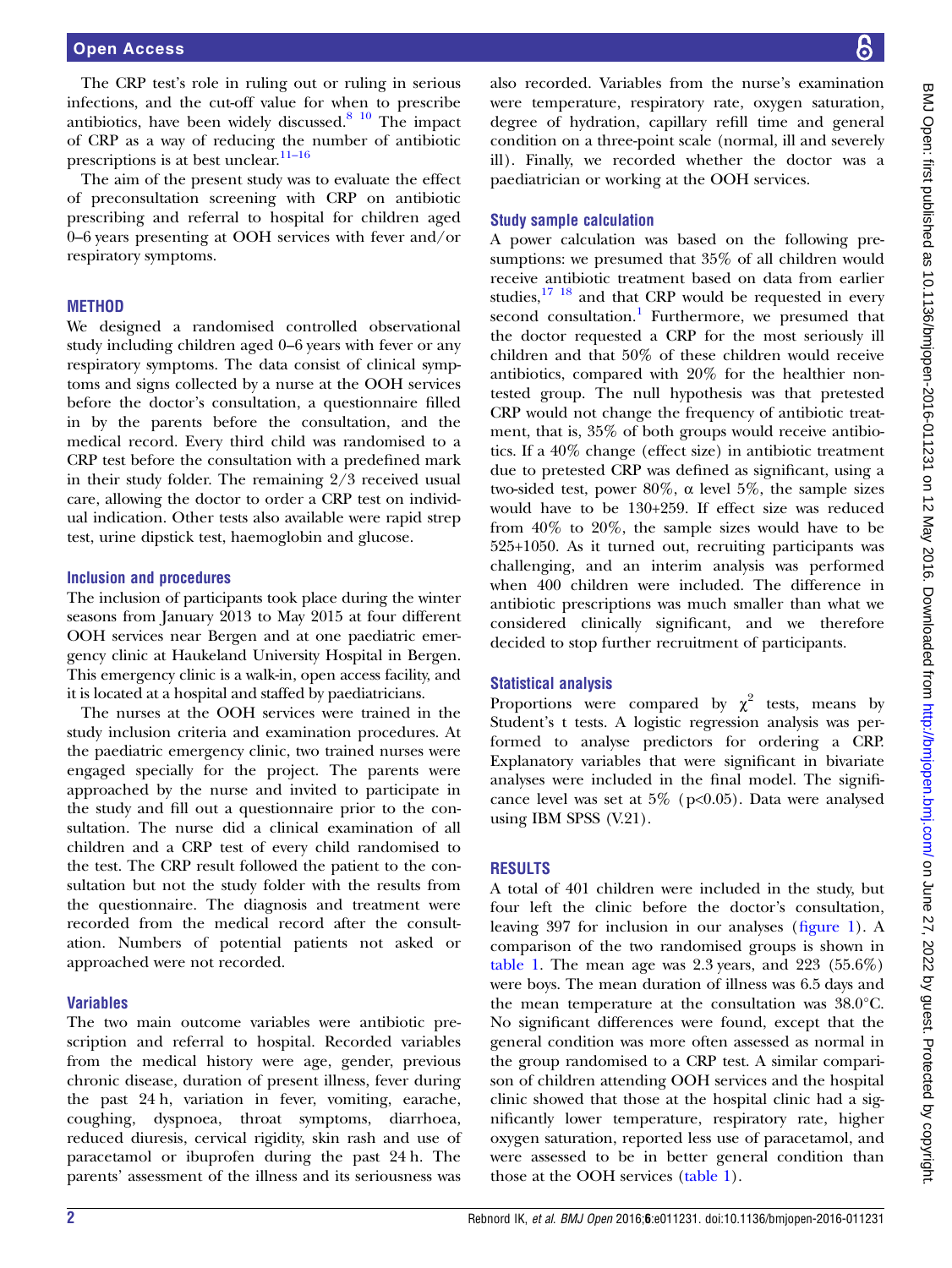The CRP test's role in ruling out or ruling in serious infections, and the cut-off value for when to prescribe antibiotics, have been widely discussed.[8 10] The impact of CRP as a way of reducing the number of antibiotic prescriptions is at best unclear.[11–16]

The aim of the present study was to evaluate the effect of preconsultation screening with CRP on antibiotic prescribing and referral to hospital for children aged 0–6 years presenting at OOH services with fever and/or respiratory symptoms.

## METHOD

We designed a randomised controlled observational study including children aged 0–6 years with fever or any respiratory symptoms. The data consist of clinical symptoms and signs collected by a nurse at the OOH services before the doctor's consultation, a questionnaire filled in by the parents before the consultation, and the medical record. Every third child was randomised to a CRP test before the consultation with a predefined mark in their study folder. The remaining 2/3 received usual care, allowing the doctor to order a CRP test on individual indication. Other tests also available were rapid strep test, urine dipstick test, haemoglobin and glucose.

### Inclusion and procedures

The inclusion of participants took place during the winter seasons from January 2013 to May 2015 at four different OOH services near Bergen and at one paediatric emergency clinic at Haukeland University Hospital in Bergen. This emergency clinic is a walk-in, open access facility, and it is located at a hospital and staffed by paediatricians.

The nurses at the OOH services were trained in the study inclusion criteria and examination procedures. At the paediatric emergency clinic, two trained nurses were engaged specially for the project. The parents were approached by the nurse and invited to participate in the study and fill out a questionnaire prior to the consultation. The nurse did a clinical examination of all children and a CRP test of every child randomised to the test. The CRP result followed the patient to the consultation but not the study folder with the results from the questionnaire. The diagnosis and treatment were recorded from the medical record after the consultation. Numbers of potential patients not asked or approached were not recorded.

### Variables

The two main outcome variables were antibiotic prescription and referral to hospital. Recorded variables from the medical history were age, gender, previous chronic disease, duration of present illness, fever during the past 24 h, variation in fever, vomiting, earache, coughing, dyspnoea, throat symptoms, diarrhoea, reduced diuresis, cervical rigidity, skin rash and use of paracetamol or ibuprofen during the past 24 h. The parents' assessment of the illness and its seriousness was also recorded. Variables from the nurse's examination were temperature, respiratory rate, oxygen saturation, degree of hydration, capillary refill time and general condition on a three-point scale (normal, ill and severely ill). Finally, we recorded whether the doctor was a paediatrician or working at the OOH services.

### Study sample calculation

A power calculation was based on the following presumptions: we presumed that 35% of all children would receive antibiotic treatment based on data from earlier studies,[17 18] and that CRP would be requested in every second consultation.[1] Furthermore, we presumed that the doctor requested a CRP for the most seriously ill children and that 50% of these children would receive antibiotics, compared with 20% for the healthier non-tested group. The null hypothesis was that pretested CRP would not change the frequency of antibiotic treatment, that is, 35% of both groups would receive antibiotics. If a 40% change (effect size) in antibiotic treatment due to pretested CRP was defined as significant, using a two-sided test, power 80%, α level 5%, the sample sizes would have to be 130+259. If effect size was reduced from 40% to 20%, the sample sizes would have to be 525+1050. As it turned out, recruiting participants was challenging, and an interim analysis was performed when 400 children were included. The difference in antibiotic prescriptions was much smaller than what we considered clinically significant, and we therefore decided to stop further recruitment of participants.

### Statistical analysis

Proportions were compared by $\chi^2$ tests, means by Student's t tests. A logistic regression analysis was performed to analyse predictors for ordering a CRP. Explanatory variables that were significant in bivariate analyses were included in the final model. The significance level was set at 5% ($p<0.05$). Data were analysed using IBM SPSS (V.21).

## RESULTS

A total of 401 children were included in the study, but four left the clinic before the doctor's consultation, leaving 397 for inclusion in our analyses (figure 1). A comparison of the two randomised groups is shown in table 1. The mean age was 2.3 years, and 223 (55.6%) were boys. The mean duration of illness was 6.5 days and the mean temperature at the consultation was 38.0°C. No significant differences were found, except that the general condition was more often assessed as normal in the group randomised to a CRP test. A similar comparison of children attending OOH services and the hospital clinic showed that those at the hospital clinic had a significantly lower temperature, respiratory rate, higher oxygen saturation, reported less use of paracetamol, and were assessed to be in better general condition than those at the OOH services (table 1).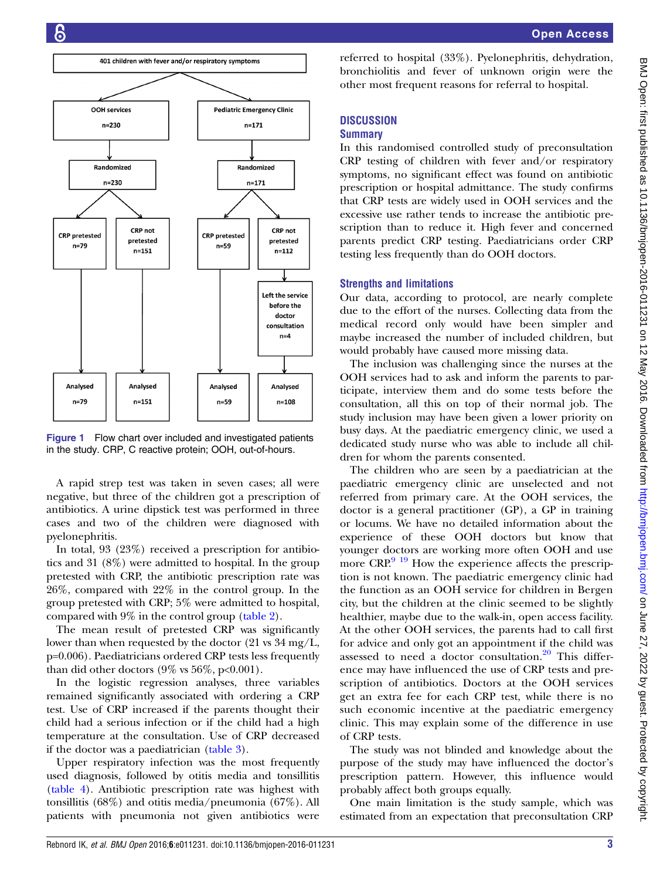401 children with fever and/or respiratory symptoms

OOH services n=230

Pediatric Emergency Clinic n=171

Randomized n=230

Randomized n=171

CRP pretested n=79

CRP not pretested n=151

CRP pretested n=59

CRP not pretested n=112

Left the service before the doctor consultation n=4

Analysed n=79

Analysed n=151

Analysed n=59

Analysed n=108

**Figure 1** Flow chart over included and investigated patients in the study. CRP, C reactive protein; OOH, out-of-hours.

A rapid strep test was taken in seven cases; all were negative, but three of the children got a prescription of antibiotics. A urine dipstick test was performed in three cases and two of the children were diagnosed with pyelonephritis.

In total, 93 (23%) received a prescription for antibiotics and 31 (8%) were admitted to hospital. In the group pretested with CRP, the antibiotic prescription rate was 26%, compared with 22% in the control group. In the group pretested with CRP; 5% were admitted to hospital, compared with 9% in the control group (table 2).

The mean result of pretested CRP was significantly lower than when requested by the doctor (21 vs 34 mg/L, p=0.006). Paediatricians ordered CRP tests less frequently than did other doctors (9% vs 56%, p<0.001).

In the logistic regression analyses, three variables remained significantly associated with ordering a CRP test. Use of CRP increased if the parents thought their child had a serious infection or if the child had a high temperature at the consultation. Use of CRP decreased if the doctor was a paediatrician (table 3).

Upper respiratory infection was the most frequently used diagnosis, followed by otitis media and tonsillitis (table 4). Antibiotic prescription rate was highest with tonsillitis (68%) and otitis media/pneumonia (67%). All patients with pneumonia not given antibiotics were referred to hospital (33%). Pyelonephritis, dehydration, bronchiolitis and fever of unknown origin were the other most frequent reasons for referral to hospital.

## DISCUSSION

### Summary

In this randomised controlled study of preconsultation CRP testing of children with fever and/or respiratory symptoms, no significant effect was found on antibiotic prescription or hospital admittance. The study confirms that CRP tests are widely used in OOH services and the excessive use rather tends to increase the antibiotic prescription than to reduce it. High fever and concerned parents predict CRP testing. Paediatricians order CRP testing less frequently than do OOH doctors.

### Strengths and limitations

Our data, according to protocol, are nearly complete due to the effort of the nurses. Collecting data from the medical record only would have been simpler and maybe increased the number of included children, but would probably have caused more missing data.

The inclusion was challenging since the nurses at the OOH services had to ask and inform the parents to participate, interview them and do some tests before the consultation, all this on top of their normal job. The study inclusion may have been given a lower priority on busy days. At the paediatric emergency clinic, we used a dedicated study nurse who was able to include all children for whom the parents consented.

The children who are seen by a paediatrician at the paediatric emergency clinic are unselected and not referred from primary care. At the OOH services, the doctor is a general practitioner (GP), a GP in training or locums. We have no detailed information about the experience of these OOH doctors but know that younger doctors are working more often OOH and use more CRP.[9 19] How the experience affects the prescription is not known. The paediatric emergency clinic had the function as an OOH service for children in Bergen city, but the children at the clinic seemed to be slightly healthier, maybe due to the walk-in, open access facility. At the other OOH services, the parents had to call first for advice and only got an appointment if the child was assessed to need a doctor consultation.[20] This difference may have influenced the use of CRP tests and prescription of antibiotics. Doctors at the OOH services get an extra fee for each CRP test, while there is no such economic incentive at the paediatric emergency clinic. This may explain some of the difference in use of CRP tests.

The study was not blinded and knowledge about the purpose of the study may have influenced the doctor's prescription pattern. However, this influence would probably affect both groups equally.

One main limitation is the study sample, which was estimated from an expectation that preconsultation CRP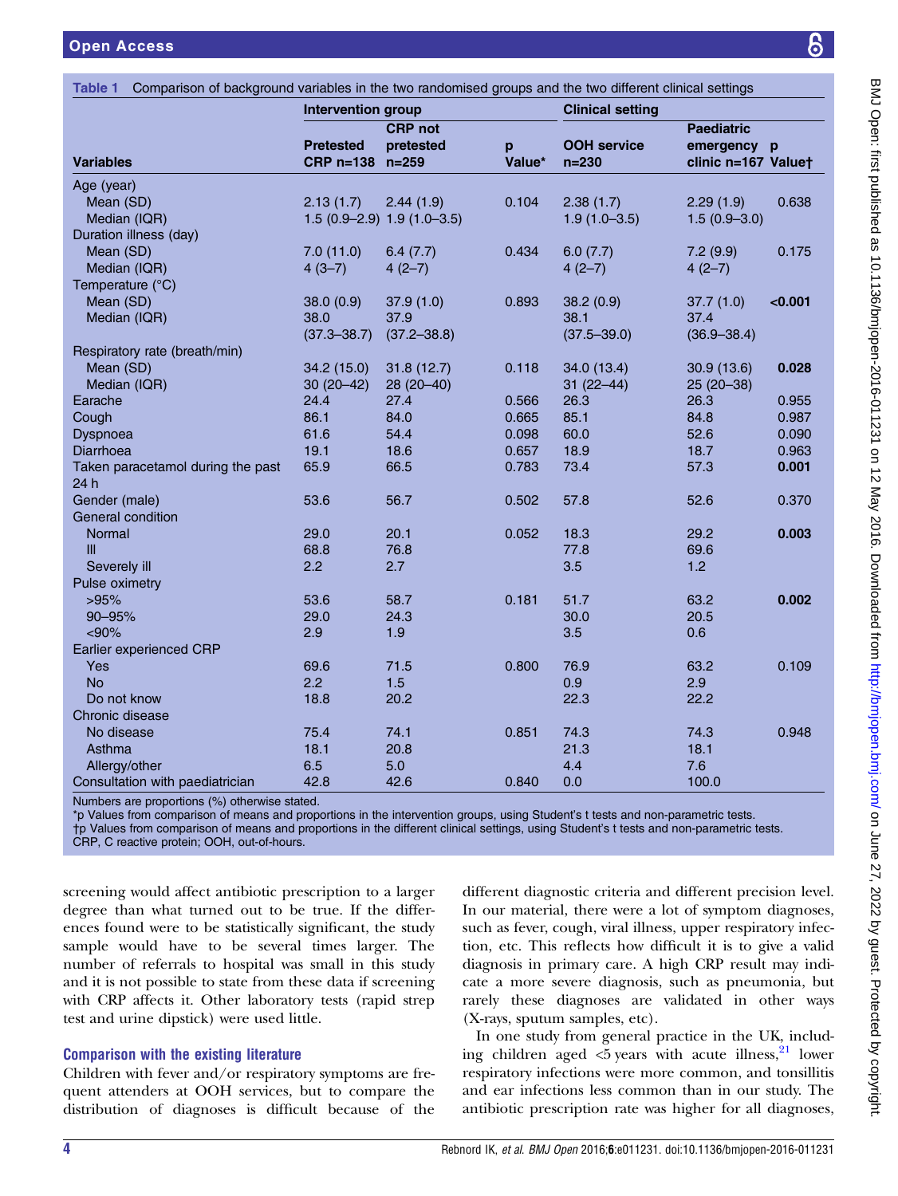**Table 1** Comparison of background variables in the two randomised groups and the two different clinical settings

| Variables | Intervention group | | | Clinical setting | | |
|---|---|---|---|---|---|---|
| | Pretested CRP n=138 | CRP not pretested n=259 | p Value* | OOH service n=230 | Paediatric emergency clinic n=167 | p Value† |
| Age (year) | | | | | | |
| Mean (SD) | 2.13 (1.7) | 2.44 (1.9) | 0.104 | 2.38 (1.7) | 2.29 (1.9) | 0.638 |
| Median (IQR) | 1.5 (0.9–2.9) | 1.9 (1.0–3.5) | | 1.9 (1.0–3.5) | 1.5 (0.9–3.0) | |
| Duration illness (day) | | | | | | |
| Mean (SD) | 7.0 (11.0) | 6.4 (7.7) | 0.434 | 6.0 (7.7) | 7.2 (9.9) | 0.175 |
| Median (IQR) | 4 (3–7) | 4 (2–7) | | 4 (2–7) | 4 (2–7) | |
| Temperature (°C) | | | | | | |
| Mean (SD) | 38.0 (0.9) | 37.9 (1.0) | 0.893 | 38.2 (0.9) | 37.7 (1.0) | **<0.001** |
| Median (IQR) | 38.0 (37.3–38.7) | 37.9 (37.2–38.8) | | 38.1 (37.5–39.0) | 37.4 (36.9–38.4) | |
| Respiratory rate (breath/min) | | | | | | |
| Mean (SD) | 34.2 (15.0) | 31.8 (12.7) | 0.118 | 34.0 (13.4) | 30.9 (13.6) | **0.028** |
| Median (IQR) | 30 (20–42) | 28 (20–40) | | 31 (22–44) | 25 (20–38) | |
| Earache | 24.4 | 27.4 | 0.566 | 26.3 | 26.3 | 0.955 |
| Cough | 86.1 | 84.0 | 0.665 | 85.1 | 84.8 | 0.987 |
| Dyspnoea | 61.6 | 54.4 | 0.098 | 60.0 | 52.6 | 0.090 |
| Diarrhoea | 19.1 | 18.6 | 0.657 | 18.9 | 18.7 | 0.963 |
| Taken paracetamol during the past 24 h | 65.9 | 66.5 | 0.783 | 73.4 | 57.3 | **0.001** |
| Gender (male) | 53.6 | 56.7 | 0.502 | 57.8 | 52.6 | 0.370 |
| General condition | | | | | | |
| Normal | 29.0 | 20.1 | 0.052 | 18.3 | 29.2 | **0.003** |
| Ill | 68.8 | 76.8 | | 77.8 | 69.6 | |
| Severely ill | 2.2 | 2.7 | | 3.5 | 1.2 | |
| Pulse oximetry | | | | | | |
| >95% | 53.6 | 58.7 | 0.181 | 51.7 | 63.2 | **0.002** |
| 90–95% | 29.0 | 24.3 | | 30.0 | 20.5 | |
| <90% | 2.9 | 1.9 | | 3.5 | 0.6 | |
| Earlier experienced CRP | | | | | | |
| Yes | 69.6 | 71.5 | 0.800 | 76.9 | 63.2 | 0.109 |
| No | 2.2 | 1.5 | | 0.9 | 2.9 | |
| Do not know | 18.8 | 20.2 | | 22.3 | 22.2 | |
| Chronic disease | | | | | | |
| No disease | 75.4 | 74.1 | 0.851 | 74.3 | 74.3 | 0.948 |
| Asthma | 18.1 | 20.8 | | 21.3 | 18.1 | |
| Allergy/other | 6.5 | 5.0 | | 4.4 | 7.6 | |
| Consultation with paediatrician | 42.8 | 42.6 | 0.840 | 0.0 | 100.0 | |

Numbers are proportions (%) otherwise stated.
*p Values from comparison of means and proportions in the intervention groups, using Student's t tests and non-parametric tests.
†p Values from comparison of means and proportions in the different clinical settings, using Student's t tests and non-parametric tests.
CRP, C reactive protein; OOH, out-of-hours.

screening would affect antibiotic prescription to a larger degree than what turned out to be true. If the differences found were to be statistically significant, the study sample would have to be several times larger. The number of referrals to hospital was small in this study and it is not possible to state from these data if screening with CRP affects it. Other laboratory tests (rapid strep test and urine dipstick) were used little.

### Comparison with the existing literature

Children with fever and/or respiratory symptoms are frequent attenders at OOH services, but to compare the distribution of diagnoses is difficult because of the different diagnostic criteria and different precision level. In our material, there were a lot of symptom diagnoses, such as fever, cough, viral illness, upper respiratory infection, etc. This reflects how difficult it is to give a valid diagnosis in primary care. A high CRP result may indicate a more severe diagnosis, such as pneumonia, but rarely these diagnoses are validated in other ways (X-rays, sputum samples, etc).

In one study from general practice in the UK, including children aged <5 years with acute illness,[21] lower respiratory infections were more common, and tonsillitis and ear infections less common than in our study. The antibiotic prescription rate was higher for all diagnoses,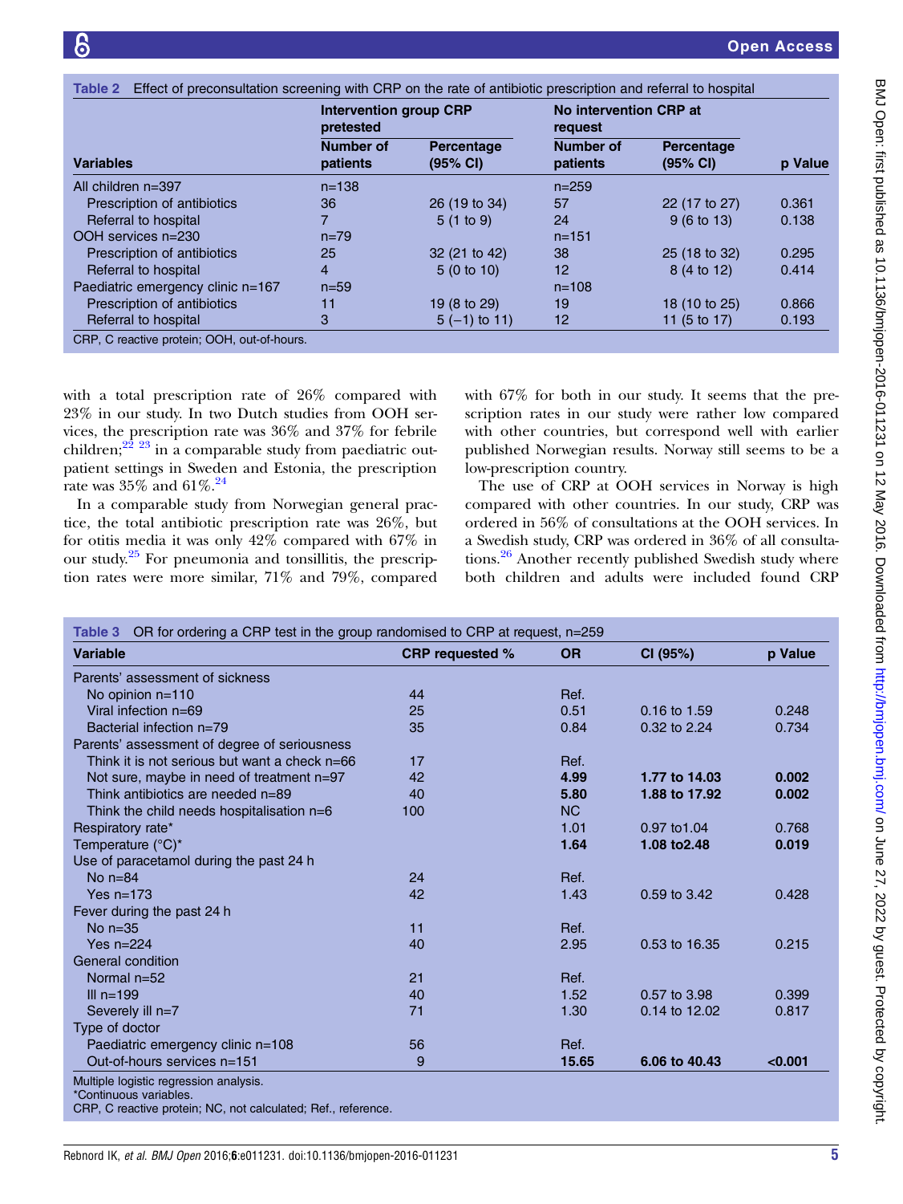Table 2 Effect of preconsultation screening with CRP on the rate of antibiotic prescription and referral to hospital

| Variables | Intervention group CRP pretested | | No intervention CRP at request | | p Value |
|---|---|---|---|---|---|
| | Number of patients | Percentage (95% CI) | Number of patients | Percentage (95% CI) | |
| All children n=397 | n=138 | | n=259 | | |
| Prescription of antibiotics | 36 | 26 (19 to 34) | 57 | 22 (17 to 27) | 0.361 |
| Referral to hospital | 7 | 5 (1 to 9) | 24 | 9 (6 to 13) | 0.138 |
| OOH services n=230 | n=79 | | n=151 | | |
| Prescription of antibiotics | 25 | 32 (21 to 42) | 38 | 25 (18 to 32) | 0.295 |
| Referral to hospital | 4 | 5 (0 to 10) | 12 | 8 (4 to 12) | 0.414 |
| Paediatric emergency clinic n=167 | n=59 | | n=108 | | |
| Prescription of antibiotics | 11 | 19 (8 to 29) | 19 | 18 (10 to 25) | 0.866 |
| Referral to hospital | 3 | 5 (−1) to 11) | 12 | 11 (5 to 17) | 0.193 |

CRP, C reactive protein; OOH, out-of-hours.

with a total prescription rate of 26% compared with 23% in our study. In two Dutch studies from OOH services, the prescription rate was 36% and 37% for febrile children;[22 23] in a comparable study from paediatric outpatient settings in Sweden and Estonia, the prescription rate was 35% and 61%.[24]

In a comparable study from Norwegian general practice, the total antibiotic prescription rate was 26%, but for otitis media it was only 42% compared with 67% in our study.[25] For pneumonia and tonsillitis, the prescription rates were more similar, 71% and 79%, compared with 67% for both in our study. It seems that the prescription rates in our study were rather low compared with other countries, but correspond well with earlier published Norwegian results. Norway still seems to be a low-prescription country.

The use of CRP at OOH services in Norway is high compared with other countries. In our study, CRP was ordered in 56% of consultations at the OOH services. In a Swedish study, CRP was ordered in 36% of all consultations.[26] Another recently published Swedish study where both children and adults were included found CRP

Table 3 OR for ordering a CRP test in the group randomised to CRP at request, n=259

| Variable | CRP requested % | OR | CI (95%) | p Value |
|---|---|---|---|---|
| Parents' assessment of sickness | | | | |
| No opinion n=110 | 44 | Ref. | | |
| Viral infection n=69 | 25 | 0.51 | 0.16 to 1.59 | 0.248 |
| Bacterial infection n=79 | 35 | 0.84 | 0.32 to 2.24 | 0.734 |
| Parents' assessment of degree of seriousness | | | | |
| Think it is not serious but want a check n=66 | 17 | Ref. | | |
| Not sure, maybe in need of treatment n=97 | 42 | **4.99** | **1.77 to 14.03** | **0.002** |
| Think antibiotics are needed n=89 | 40 | **5.80** | **1.88 to 17.92** | **0.002** |
| Think the child needs hospitalisation n=6 | 100 | NC | | |
| Respiratory rate* | | 1.01 | 0.97 to1.04 | 0.768 |
| Temperature (°C)* | | **1.64** | **1.08 to2.48** | **0.019** |
| Use of paracetamol during the past 24 h | | | | |
| No n=84 | 24 | Ref. | | |
| Yes n=173 | 42 | 1.43 | 0.59 to 3.42 | 0.428 |
| Fever during the past 24 h | | | | |
| No n=35 | 11 | Ref. | | |
| Yes n=224 | 40 | 2.95 | 0.53 to 16.35 | 0.215 |
| General condition | | | | |
| Normal n=52 | 21 | Ref. | | |
| Ill n=199 | 40 | 1.52 | 0.57 to 3.98 | 0.399 |
| Severely ill n=7 | 71 | 1.30 | 0.14 to 12.02 | 0.817 |
| Type of doctor | | | | |
| Paediatric emergency clinic n=108 | 56 | Ref. | | |
| Out-of-hours services n=151 | 9 | **15.65** | **6.06 to 40.43** | **<0.001** |

Multiple logistic regression analysis.
*Continuous variables.
CRP, C reactive protein; NC, not calculated; Ref., reference.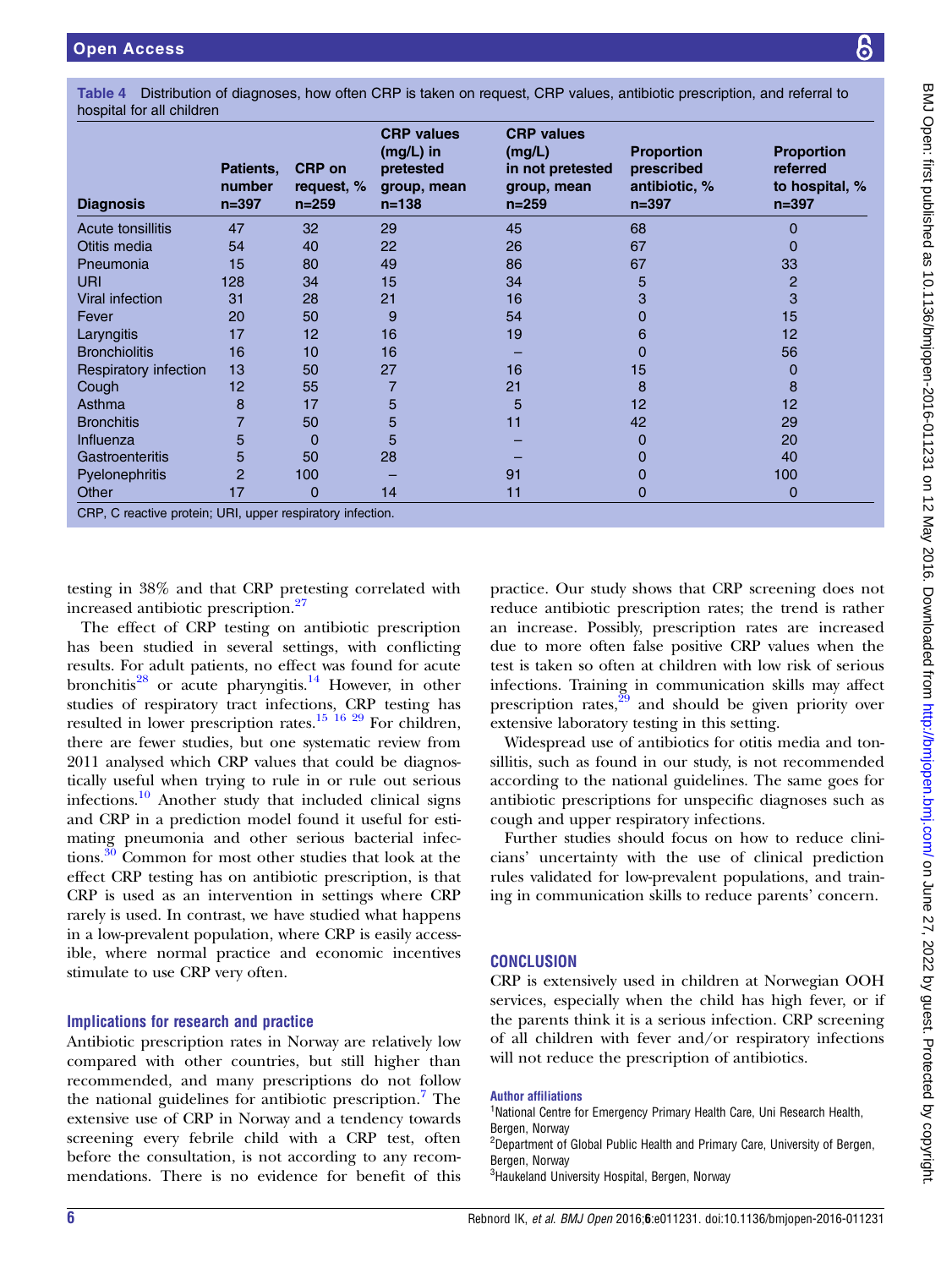Table 4 Distribution of diagnoses, how often CRP is taken on request, CRP values, antibiotic prescription, and referral to hospital for all children

| Diagnosis | Patients, number n=397 | CRP on request, % n=259 | CRP values (mg/L) in pretested group, mean n=138 | CRP values (mg/L) in not pretested group, mean n=259 | Proportion prescribed antibiotic, % n=397 | Proportion referred to hospital, % n=397 |
|---|---|---|---|---|---|---|
| Acute tonsillitis | 47 | 32 | 29 | 45 | 68 | 0 |
| Otitis media | 54 | 40 | 22 | 26 | 67 | 0 |
| Pneumonia | 15 | 80 | 49 | 86 | 67 | 33 |
| URI | 128 | 34 | 15 | 34 | 5 | 2 |
| Viral infection | 31 | 28 | 21 | 16 | 3 | 3 |
| Fever | 20 | 50 | 9 | 54 | 0 | 15 |
| Laryngitis | 17 | 12 | 16 | 19 | 6 | 12 |
| Bronchiolitis | 16 | 10 | 16 | – | 0 | 56 |
| Respiratory infection | 13 | 50 | 27 | 16 | 15 | 0 |
| Cough | 12 | 55 | 7 | 21 | 8 | 8 |
| Asthma | 8 | 17 | 5 | 5 | 12 | 12 |
| Bronchitis | 7 | 50 | 5 | 11 | 42 | 29 |
| Influenza | 5 | 0 | 5 | – | 0 | 20 |
| Gastroenteritis | 5 | 50 | 28 | – | 0 | 40 |
| Pyelonephritis | 2 | 100 | – | 91 | 0 | 100 |
| Other | 17 | 0 | 14 | 11 | 0 | 0 |

CRP, C reactive protein; URI, upper respiratory infection.

testing in 38% and that CRP pretesting correlated with increased antibiotic prescription.[27]

The effect of CRP testing on antibiotic prescription has been studied in several settings, with conflicting results. For adult patients, no effect was found for acute bronchitis[28] or acute pharyngitis.[14] However, in other studies of respiratory tract infections, CRP testing has resulted in lower prescription rates.[15 16 29] For children, there are fewer studies, but one systematic review from 2011 analysed which CRP values that could be diagnostically useful when trying to rule in or rule out serious infections.[10] Another study that included clinical signs and CRP in a prediction model found it useful for estimating pneumonia and other serious bacterial infections.[30] Common for most other studies that look at the effect CRP testing has on antibiotic prescription, is that CRP is used as an intervention in settings where CRP rarely is used. In contrast, we have studied what happens in a low-prevalent population, where CRP is easily accessible, where normal practice and economic incentives stimulate to use CRP very often.

### Implications for research and practice

Antibiotic prescription rates in Norway are relatively low compared with other countries, but still higher than recommended, and many prescriptions do not follow the national guidelines for antibiotic prescription.[7] The extensive use of CRP in Norway and a tendency towards screening every febrile child with a CRP test, often before the consultation, is not according to any recommendations. There is no evidence for benefit of this practice. Our study shows that CRP screening does not reduce antibiotic prescription rates; the trend is rather an increase. Possibly, prescription rates are increased due to more often false positive CRP values when the test is taken so often at children with low risk of serious infections. Training in communication skills may affect prescription rates,[29] and should be given priority over extensive laboratory testing in this setting.

Widespread use of antibiotics for otitis media and tonsillitis, such as found in our study, is not recommended according to the national guidelines. The same goes for antibiotic prescriptions for unspecific diagnoses such as cough and upper respiratory infections.

Further studies should focus on how to reduce clinicians' uncertainty with the use of clinical prediction rules validated for low-prevalent populations, and training in communication skills to reduce parents' concern.

## CONCLUSION

CRP is extensively used in children at Norwegian OOH services, especially when the child has high fever, or if the parents think it is a serious infection. CRP screening of all children with fever and/or respiratory infections will not reduce the prescription of antibiotics.

**Author affiliations**

[1]National Centre for Emergency Primary Health Care, Uni Research Health, Bergen, Norway
[2]Department of Global Public Health and Primary Care, University of Bergen, Bergen, Norway
[3]Haukeland University Hospital, Bergen, Norway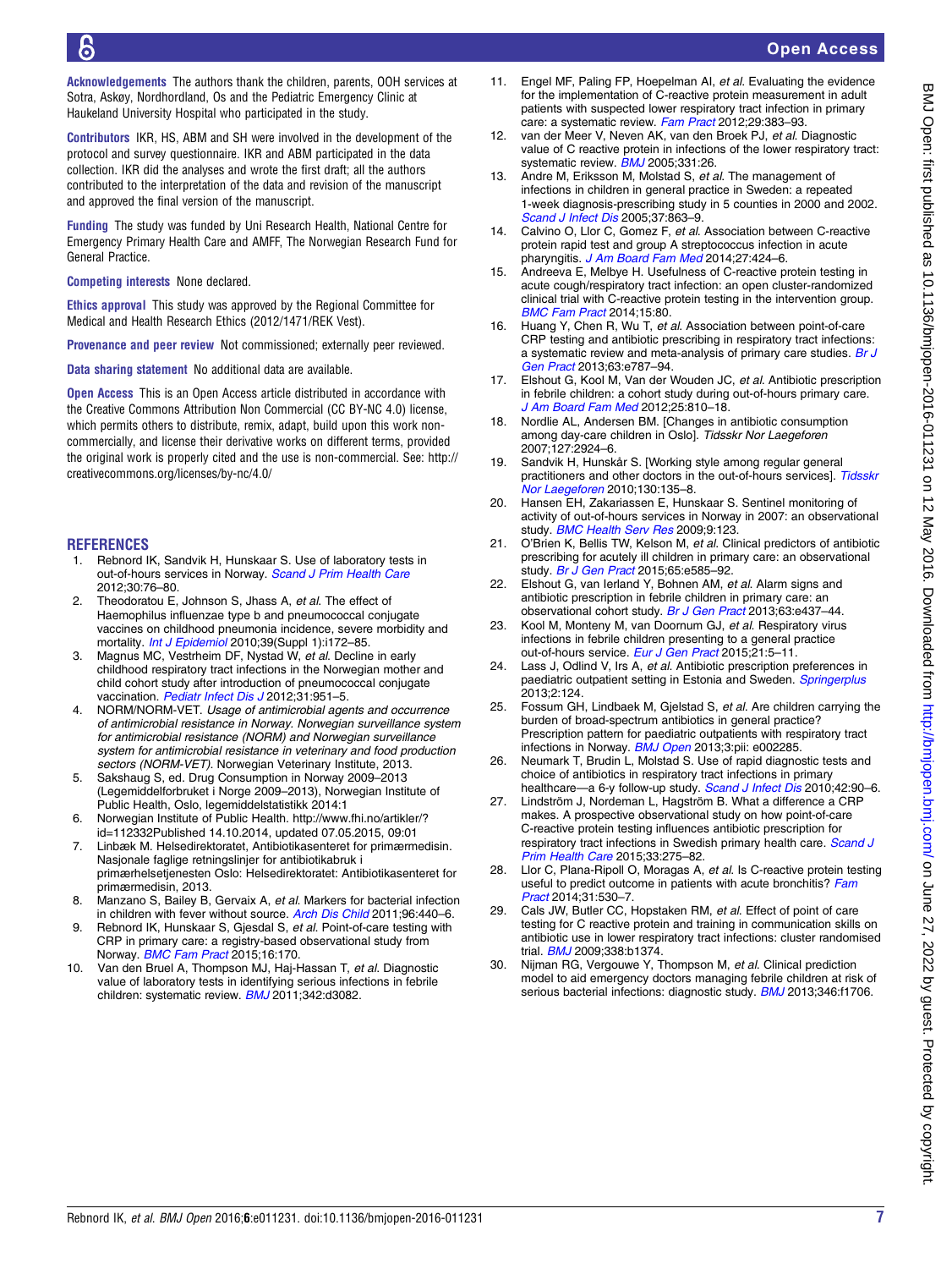**Acknowledgements** The authors thank the children, parents, OOH services at Sotra, Askøy, Nordhordland, Os and the Pediatric Emergency Clinic at Haukeland University Hospital who participated in the study.

**Contributors** IKR, HS, ABM and SH were involved in the development of the protocol and survey questionnaire. IKR and ABM participated in the data collection. IKR did the analyses and wrote the first draft; all the authors contributed to the interpretation of the data and revision of the manuscript and approved the final version of the manuscript.

**Funding** The study was funded by Uni Research Health, National Centre for Emergency Primary Health Care and AMFF, The Norwegian Research Fund for General Practice.

**Competing interests** None declared.

**Ethics approval** This study was approved by the Regional Committee for Medical and Health Research Ethics (2012/1471/REK Vest).

**Provenance and peer review** Not commissioned; externally peer reviewed.

**Data sharing statement** No additional data are available.

**Open Access** This is an Open Access article distributed in accordance with the Creative Commons Attribution Non Commercial (CC BY-NC 4.0) license, which permits others to distribute, remix, adapt, build upon this work non-commercially, and license their derivative works on different terms, provided the original work is properly cited and the use is non-commercial. See: http://creativecommons.org/licenses/by-nc/4.0/

## REFERENCES

1. Rebnord IK, Sandvik H, Hunskaar S. Use of laboratory tests in out-of-hours services in Norway. *Scand J Prim Health Care* 2012;30:76–80.
2. Theodoratou E, Johnson S, Jhass A, *et al*. The effect of Haemophilus influenzae type b and pneumococcal conjugate vaccines on childhood pneumonia incidence, severe morbidity and mortality. *Int J Epidemiol* 2010;39(Suppl 1):i172–85.
3. Magnus MC, Vestrheim DF, Nystad W, *et al*. Decline in early childhood respiratory tract infections in the Norwegian mother and child cohort study after introduction of pneumococcal conjugate vaccination. *Pediatr Infect Dis J* 2012;31:951–5.
4. NORM/NORM-VET. *Usage of antimicrobial agents and occurrence of antimicrobial resistance in Norway. Norwegian surveillance system for antimicrobial resistance (NORM) and Norwegian surveillance system for antimicrobial resistance in veterinary and food production sectors (NORM-VET)*. Norwegian Veterinary Institute, 2013.
5. Sakshaug S, ed. Drug Consumption in Norway 2009–2013 (Legemiddelforbruket i Norge 2009–2013), Norwegian Institute of Public Health, Oslo, legemiddelstatistikk 2014:1
6. Norwegian Institute of Public Health. http://www.fhi.no/artikler/?id=112332Published 14.10.2014, updated 07.05.2015, 09:01
7. Linbæk M. Helsedirektoratet, Antibiotikasenteret for primærmedisin. Nasjonale faglige retningslinjer for antibiotikabruk i primærhelsetjenesten Oslo: Helsedirektoratet: Antibiotikasenteret for primærmedisin, 2013.
8. Manzano S, Bailey B, Gervaix A, *et al*. Markers for bacterial infection in children with fever without source. *Arch Dis Child* 2011;96:440–6.
9. Rebnord IK, Hunskaar S, Gjesdal S, *et al*. Point-of-care testing with CRP in primary care: a registry-based observational study from Norway. *BMC Fam Pract* 2015;16:170.
10. Van den Bruel A, Thompson MJ, Haj-Hassan T, *et al*. Diagnostic value of laboratory tests in identifying serious infections in febrile children: systematic review. *BMJ* 2011;342:d3082.
11. Engel MF, Paling FP, Hoepelman AI, *et al*. Evaluating the evidence for the implementation of C-reactive protein measurement in adult patients with suspected lower respiratory tract infection in primary care: a systematic review. *Fam Pract* 2012;29:383–93.
12. van der Meer V, Neven AK, van den Broek PJ, *et al*. Diagnostic value of C reactive protein in infections of the lower respiratory tract: systematic review. *BMJ* 2005;331:26.
13. Andre M, Eriksson M, Molstad S, *et al*. The management of infections in children in general practice in Sweden: a repeated 1-week diagnosis-prescribing study in 5 counties in 2000 and 2002. *Scand J Infect Dis* 2005;37:863–9.
14. Calvino O, Llor C, Gomez F, *et al*. Association between C-reactive protein rapid test and group A streptococcus infection in acute pharyngitis. *J Am Board Fam Med* 2014;27:424–6.
15. Andreeva E, Melbye H. Usefulness of C-reactive protein testing in acute cough/respiratory tract infection: an open cluster-randomized clinical trial with C-reactive protein testing in the intervention group. *BMC Fam Pract* 2014;15:80.
16. Huang Y, Chen R, Wu T, *et al*. Association between point-of-care CRP testing and antibiotic prescribing in respiratory tract infections: a systematic review and meta-analysis of primary care studies. *Br J Gen Pract* 2013;63:e787–94.
17. Elshout G, Kool M, Van der Wouden JC, *et al*. Antibiotic prescription in febrile children: a cohort study during out-of-hours primary care. *J Am Board Fam Med* 2012;25:810–18.
18. Nordlie AL, Andersen BM. [Changes in antibiotic consumption among day-care children in Oslo]. *Tidsskr Nor Laegeforen* 2007;127:2924–6.
19. Sandvik H, Hunskår S. [Working style among regular general practitioners and other doctors in the out-of-hours services]. *Tidsskr Nor Laegeforen* 2010;130:135–8.
20. Hansen EH, Zakariassen E, Hunskaar S. Sentinel monitoring of activity of out-of-hours services in Norway in 2007: an observational study. *BMC Health Serv Res* 2009;9:123.
21. O'Brien K, Bellis TW, Kelson M, *et al*. Clinical predictors of antibiotic prescribing for acutely ill children in primary care: an observational study. *Br J Gen Pract* 2015;65:e585–92.
22. Elshout G, van Ierland Y, Bohnen AM, *et al*. Alarm signs and antibiotic prescription in febrile children in primary care: an observational cohort study. *Br J Gen Pract* 2013;63:e437–44.
23. Kool M, Monteny M, van Doornum GJ, *et al*. Respiratory virus infections in febrile children presenting to a general practice out-of-hours service. *Eur J Gen Pract* 2015;21:5–11.
24. Lass J, Odlind V, Irs A, *et al*. Antibiotic prescription preferences in paediatric outpatient setting in Estonia and Sweden. *Springerplus* 2013;2:124.
25. Fossum GH, Lindbaek M, Gjelstad S, *et al*. Are children carrying the burden of broad-spectrum antibiotics in general practice? Prescription pattern for paediatric outpatients with respiratory tract infections in Norway. *BMJ Open* 2013;3:pii: e002285.
26. Neumark T, Brudin L, Molstad S. Use of rapid diagnostic tests and choice of antibiotics in respiratory tract infections in primary healthcare—a 6-y follow-up study. *Scand J Infect Dis* 2010;42:90–6.
27. Lindström J, Nordeman L, Hagström B. What a difference a CRP makes. A prospective observational study on how point-of-care C-reactive protein testing influences antibiotic prescription for respiratory tract infections in Swedish primary health care. *Scand J Prim Health Care* 2015;33:275–82.
28. Llor C, Plana-Ripoll O, Moragas A, *et al*. Is C-reactive protein testing useful to predict outcome in patients with acute bronchitis? *Fam Pract* 2014;31:530–7.
29. Cals JW, Butler CC, Hopstaken RM, *et al*. Effect of point of care testing for C reactive protein and training in communication skills on antibiotic use in lower respiratory tract infections: cluster randomised trial. *BMJ* 2009;338:b1374.
30. Nijman RG, Vergouwe Y, Thompson M, *et al*. Clinical prediction model to aid emergency doctors managing febrile children at risk of serious bacterial infections: diagnostic study. *BMJ* 2013;346:f1706.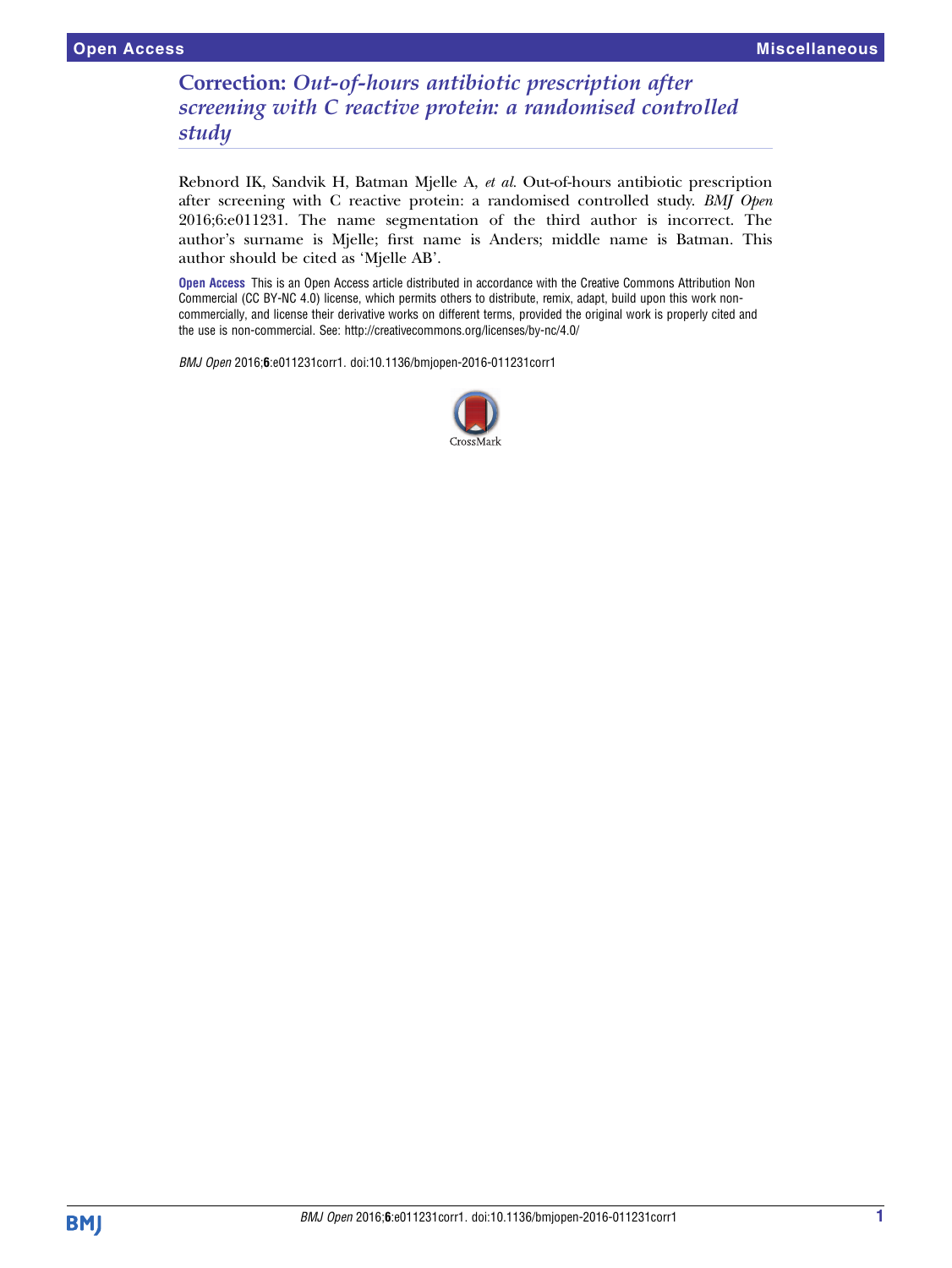# Correction: *Out-of-hours antibiotic prescription after screening with C reactive protein: a randomised controlled study*

Rebnord IK, Sandvik H, Batman Mjelle A, *et al*. Out-of-hours antibiotic prescription after screening with C reactive protein: a randomised controlled study. *BMJ Open* 2016;6:e011231. The name segmentation of the third author is incorrect. The author's surname is Mjelle; first name is Anders; middle name is Batman. This author should be cited as 'Mjelle AB'.

**Open Access** This is an Open Access article distributed in accordance with the Creative Commons Attribution Non Commercial (CC BY-NC 4.0) license, which permits others to distribute, remix, adapt, build upon this work non-commercially, and license their derivative works on different terms, provided the original work is properly cited and the use is non-commercial. See: http://creativecommons.org/licenses/by-nc/4.0/

*BMJ Open* 2016;**6**:e011231corr1. doi:10.1136/bmjopen-2016-011231corr1